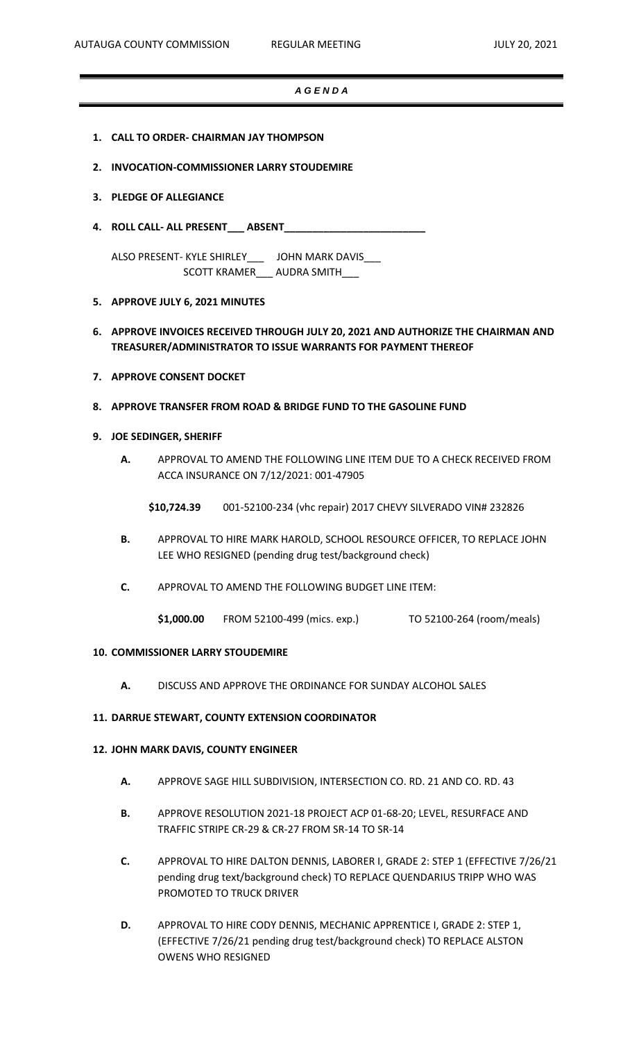# *A G E N D A*

1. **CALL TO ORDER- CHAIRMAN JAY THOMPSON**

2. **INVOCATION-COMMISSIONER LARRY STOUDEMIRE**

3. **PLEDGE OF ALLEGIANCE**

4. **ROLL CALL- ALL PRESENT___ ABSENT________________________**

   ALSO PRESENT- KYLE SHIRLEY___ JOHN MARK DAVIS___
   SCOTT KRAMER___ AUDRA SMITH___

5. **APPROVE JULY 6, 2021 MINUTES**

6. **APPROVE INVOICES RECEIVED THROUGH JULY 20, 2021 AND AUTHORIZE THE CHAIRMAN AND TREASURER/ADMINISTRATOR TO ISSUE WARRANTS FOR PAYMENT THEREOF**

7. **APPROVE CONSENT DOCKET**

8. **APPROVE TRANSFER FROM ROAD & BRIDGE FUND TO THE GASOLINE FUND**

9. **JOE SEDINGER, SHERIFF**

   **A.** APPROVAL TO AMEND THE FOLLOWING LINE ITEM DUE TO A CHECK RECEIVED FROM ACCA INSURANCE ON 7/12/2021: 001-47905

   **$10,724.39** 001-52100-234 (vhc repair) 2017 CHEVY SILVERADO VIN# 232826

   **B.** APPROVAL TO HIRE MARK HAROLD, SCHOOL RESOURCE OFFICER, TO REPLACE JOHN LEE WHO RESIGNED (pending drug test/background check)

   **C.** APPROVAL TO AMEND THE FOLLOWING BUDGET LINE ITEM:

   **$1,000.00** FROM 52100-499 (mics. exp.) TO 52100-264 (room/meals)

10. **COMMISSIONER LARRY STOUDEMIRE**

    **A.** DISCUSS AND APPROVE THE ORDINANCE FOR SUNDAY ALCOHOL SALES

11. **DARRUE STEWART, COUNTY EXTENSION COORDINATOR**

12. **JOHN MARK DAVIS, COUNTY ENGINEER**

    **A.** APPROVE SAGE HILL SUBDIVISION, INTERSECTION CO. RD. 21 AND CO. RD. 43

    **B.** APPROVE RESOLUTION 2021-18 PROJECT ACP 01-68-20; LEVEL, RESURFACE AND TRAFFIC STRIPE CR-29 & CR-27 FROM SR-14 TO SR-14

    **C.** APPROVAL TO HIRE DALTON DENNIS, LABORER I, GRADE 2: STEP 1 (EFFECTIVE 7/26/21 pending drug text/background check) TO REPLACE QUENDARIUS TRIPP WHO WAS PROMOTED TO TRUCK DRIVER

    **D.** APPROVAL TO HIRE CODY DENNIS, MECHANIC APPRENTICE I, GRADE 2: STEP 1, (EFFECTIVE 7/26/21 pending drug test/background check) TO REPLACE ALSTON OWENS WHO RESIGNED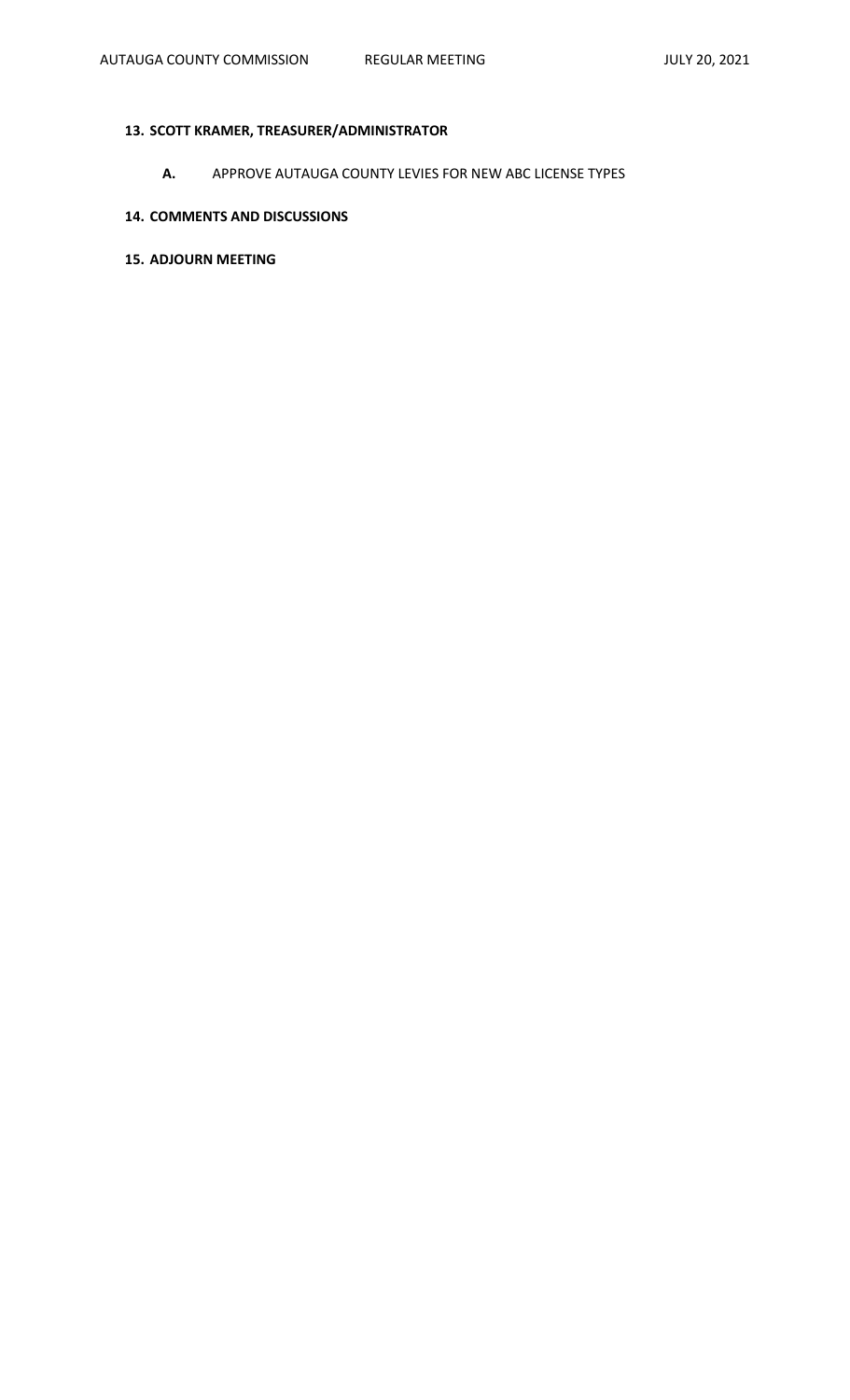**13. SCOTT KRAMER, TREASURER/ADMINISTRATOR**

**A.** APPROVE AUTAUGA COUNTY LEVIES FOR NEW ABC LICENSE TYPES

**14. COMMENTS AND DISCUSSIONS**

**15. ADJOURN MEETING**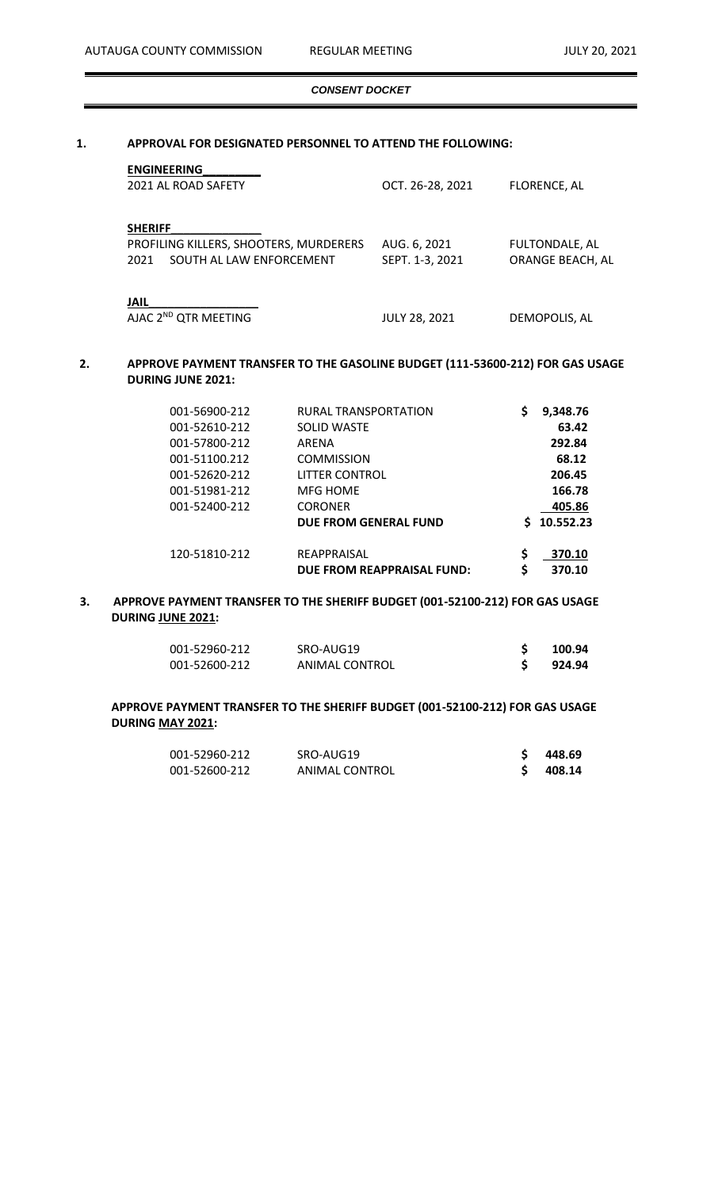*CONSENT DOCKET*

1. **APPROVAL FOR DESIGNATED PERSONNEL TO ATTEND THE FOLLOWING:**

**ENGINEERING**

| | | |
|---|---|---|
| 2021 AL ROAD SAFETY | OCT. 26-28, 2021 | FLORENCE, AL |

**SHERIFF**

| | | |
|---|---|---|
| PROFILING KILLERS, SHOOTERS, MURDERERS | AUG. 6, 2021 | FULTONDALE, AL |
| 2021 SOUTH AL LAW ENFORCEMENT | SEPT. 1-3, 2021 | ORANGE BEACH, AL |

**JAIL**

| | | |
|---|---|---|
| AJAC 2ND QTR MEETING | JULY 28, 2021 | DEMOPOLIS, AL |

2. **APPROVE PAYMENT TRANSFER TO THE GASOLINE BUDGET (111-53600-212) FOR GAS USAGE DURING JUNE 2021:**

| | | |
|---|---|---|
| 001-56900-212 | RURAL TRANSPORTATION | **$ 9,348.76** |
| 001-52610-212 | SOLID WASTE | **63.42** |
| 001-57800-212 | ARENA | **292.84** |
| 001-51100.212 | COMMISSION | **68.12** |
| 001-52620-212 | LITTER CONTROL | **206.45** |
| 001-51981-212 | MFG HOME | **166.78** |
| 001-52400-212 | CORONER | **405.86** |
| | **DUE FROM GENERAL FUND** | **$ 10.552.23** |
| 120-51810-212 | REAPPRAISAL | **$ 370.10** |
| | **DUE FROM REAPPRAISAL FUND:** | **$ 370.10** |

3. **APPROVE PAYMENT TRANSFER TO THE SHERIFF BUDGET (001-52100-212) FOR GAS USAGE DURING JUNE 2021:**

| | | |
|---|---|---|
| 001-52960-212 | SRO-AUG19 | **$ 100.94** |
| 001-52600-212 | ANIMAL CONTROL | **$ 924.94** |

**APPROVE PAYMENT TRANSFER TO THE SHERIFF BUDGET (001-52100-212) FOR GAS USAGE DURING MAY 2021:**

| | | |
|---|---|---|
| 001-52960-212 | SRO-AUG19 | **$ 448.69** |
| 001-52600-212 | ANIMAL CONTROL | **$ 408.14** |